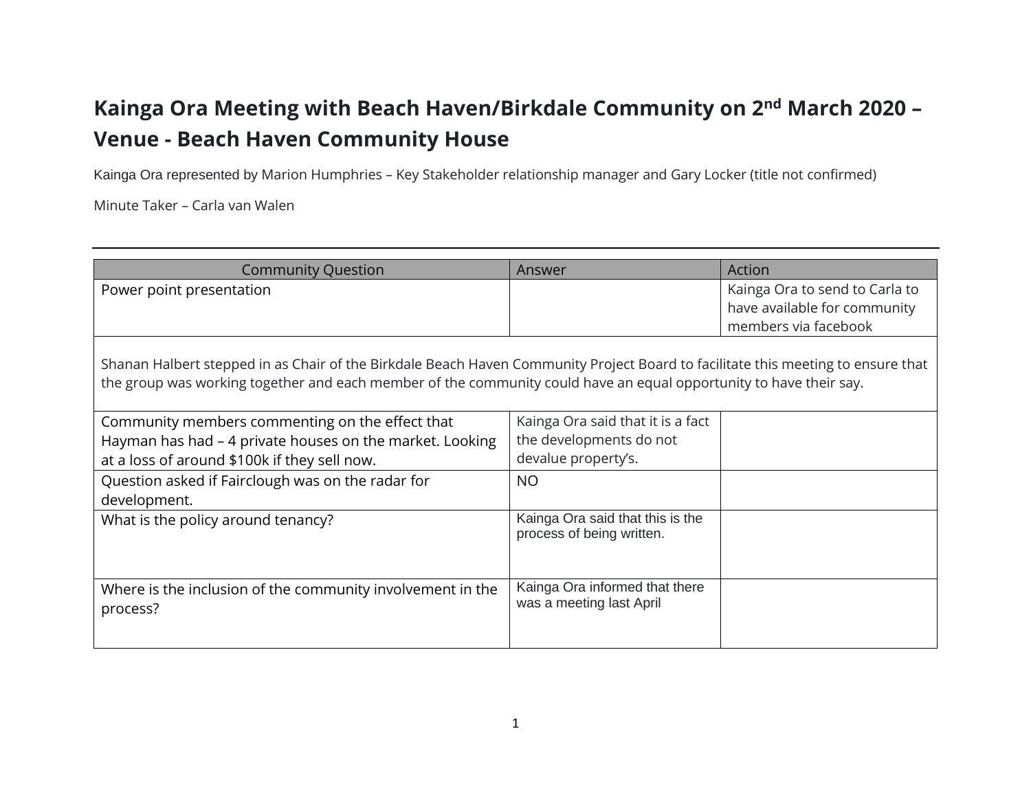# Kainga Ora Meeting with Beach Haven/Birkdale Community on 2nd March 2020 – Venue - Beach Haven Community House

Kainga Ora represented by Marion Humphries – Key Stakeholder relationship manager and Gary Locker (title not confirmed)

Minute Taker – Carla van Walen

---

| Community Question | Answer | Action |
|---|---|---|
| Power point presentation | | Kainga Ora to send to Carla to have available for community members via facebook |
| Shanan Halbert stepped in as Chair of the Birkdale Beach Haven Community Project Board to facilitate this meeting to ensure that the group was working together and each member of the community could have an equal opportunity to have their say. | | |
| Community members commenting on the effect that Hayman has had – 4 private houses on the market. Looking at a loss of around $100k if they sell now. | Kainga Ora said that it is a fact the developments do not devalue property's. | |
| Question asked if Fairclough was on the radar for development. | NO | |
| What is the policy around tenancy? | Kainga Ora said that this is the process of being written. | |
| Where is the inclusion of the community involvement in the process? | Kainga Ora informed that there was a meeting last April | |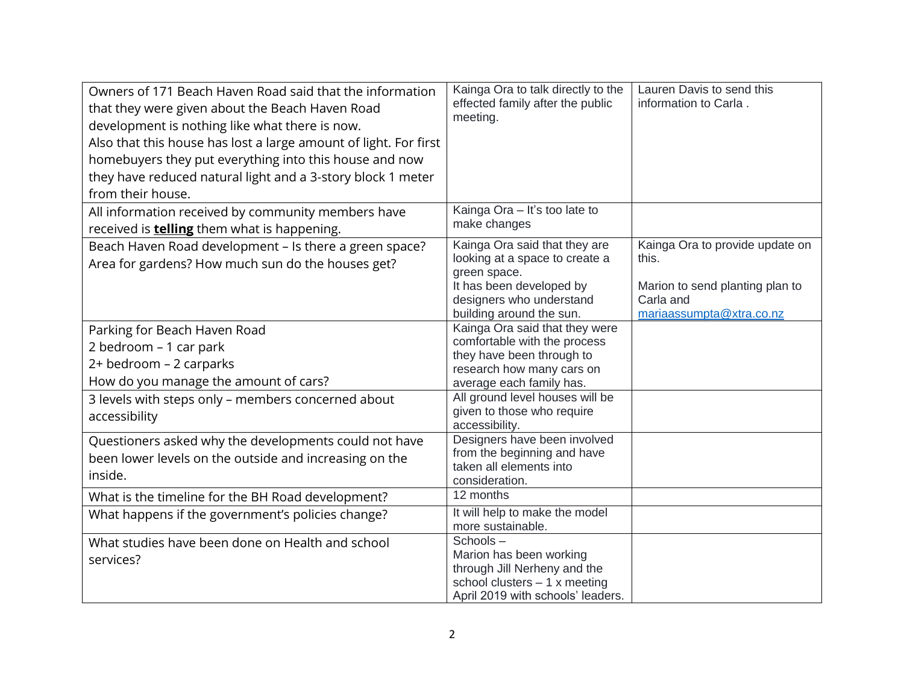| | | |
|---|---|---|
| Owners of 171 Beach Haven Road said that the information that they were given about the Beach Haven Road development is nothing like what there is now.<br>Also that this house has lost a large amount of light. For first homebuyers they put everything into this house and now they have reduced natural light and a 3-story block 1 meter from their house. | Kainga Ora to talk directly to the effected family after the public meeting. | Lauren Davis to send this information to Carla . |
| All information received by community members have received is **telling** them what is happening. | Kainga Ora – It's too late to make changes | |
| Beach Haven Road development – Is there a green space? Area for gardens? How much sun do the houses get? | Kainga Ora said that they are looking at a space to create a green space.<br>It has been developed by designers who understand building around the sun. | Kainga Ora to provide update on this.<br><br>Marion to send planting plan to Carla and mariaassumpta@xtra.co.nz |
| Parking for Beach Haven Road<br>2 bedroom – 1 car park<br>2+ bedroom – 2 carparks<br>How do you manage the amount of cars? | Kainga Ora said that they were comfortable with the process they have been through to research how many cars on average each family has. | |
| 3 levels with steps only – members concerned about accessibility | All ground level houses will be given to those who require accessibility. | |
| Questioners asked why the developments could not have been lower levels on the outside and increasing on the inside. | Designers have been involved from the beginning and have taken all elements into consideration. | |
| What is the timeline for the BH Road development? | 12 months | |
| What happens if the government's policies change? | It will help to make the model more sustainable. | |
| What studies have been done on Health and school services? | Schools –<br>Marion has been working through Jill Nerheny and the school clusters – 1 x meeting April 2019 with schools' leaders. | |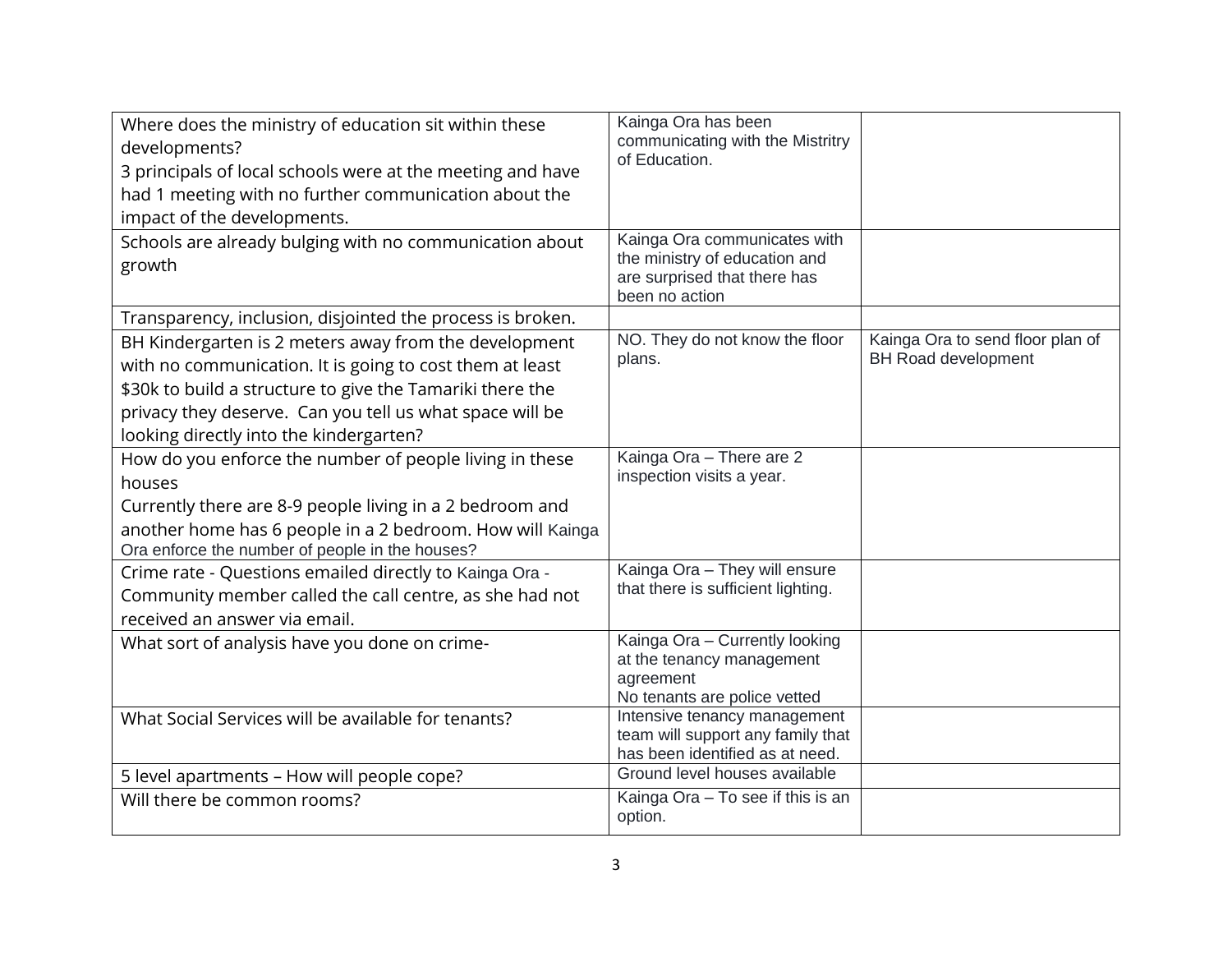| | | |
|---|---|---|
| Where does the ministry of education sit within these developments?<br>3 principals of local schools were at the meeting and have had 1 meeting with no further communication about the impact of the developments. | Kainga Ora has been communicating with the Mistritry of Education. | |
| Schools are already bulging with no communication about growth | Kainga Ora communicates with the ministry of education and are surprised that there has been no action | |
| Transparency, inclusion, disjointed the process is broken. | | |
| BH Kindergarten is 2 meters away from the development with no communication. It is going to cost them at least \$30k to build a structure to give the Tamariki there the privacy they deserve. Can you tell us what space will be looking directly into the kindergarten? | NO. They do not know the floor plans. | Kainga Ora to send floor plan of BH Road development |
| How do you enforce the number of people living in these houses<br>Currently there are 8-9 people living in a 2 bedroom and another home has 6 people in a 2 bedroom. How will Kainga Ora enforce the number of people in the houses? | Kainga Ora – There are 2 inspection visits a year. | |
| Crime rate - Questions emailed directly to Kainga Ora - Community member called the call centre, as she had not received an answer via email. | Kainga Ora – They will ensure that there is sufficient lighting. | |
| What sort of analysis have you done on crime- | Kainga Ora – Currently looking at the tenancy management agreement<br>No tenants are police vetted | |
| What Social Services will be available for tenants? | Intensive tenancy management team will support any family that has been identified as at need. | |
| 5 level apartments – How will people cope? | Ground level houses available | |
| Will there be common rooms? | Kainga Ora – To see if this is an option. | |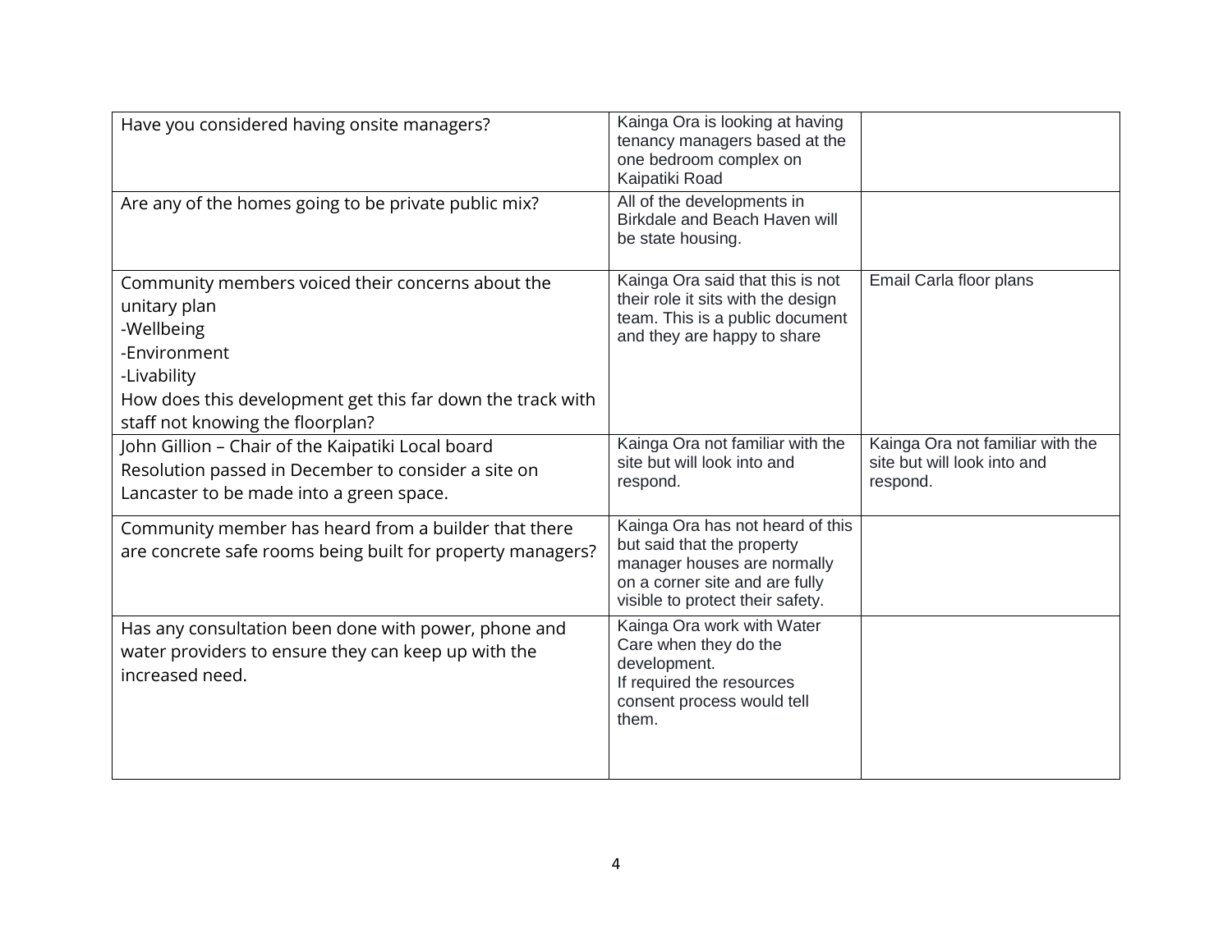| | | |
|---|---|---|
| Have you considered having onsite managers? | Kainga Ora is looking at having tenancy managers based at the one bedroom complex on Kaipatiki Road | |
| Are any of the homes going to be private public mix? | All of the developments in Birkdale and Beach Haven will be state housing. | |
| Community members voiced their concerns about the unitary plan<br>-Wellbeing<br>-Environment<br>-Livability<br>How does this development get this far down the track with staff not knowing the floorplan? | Kainga Ora said that this is not their role it sits with the design team. This is a public document and they are happy to share | Email Carla floor plans |
| John Gillion – Chair of the Kaipatiki Local board<br>Resolution passed in December to consider a site on Lancaster to be made into a green space. | Kainga Ora not familiar with the site but will look into and respond. | Kainga Ora not familiar with the site but will look into and respond. |
| Community member has heard from a builder that there are concrete safe rooms being built for property managers? | Kainga Ora has not heard of this but said that the property manager houses are normally on a corner site and are fully visible to protect their safety. | |
| Has any consultation been done with power, phone and water providers to ensure they can keep up with the increased need. | Kainga Ora work with Water Care when they do the development.<br>If required the resources consent process would tell them. | |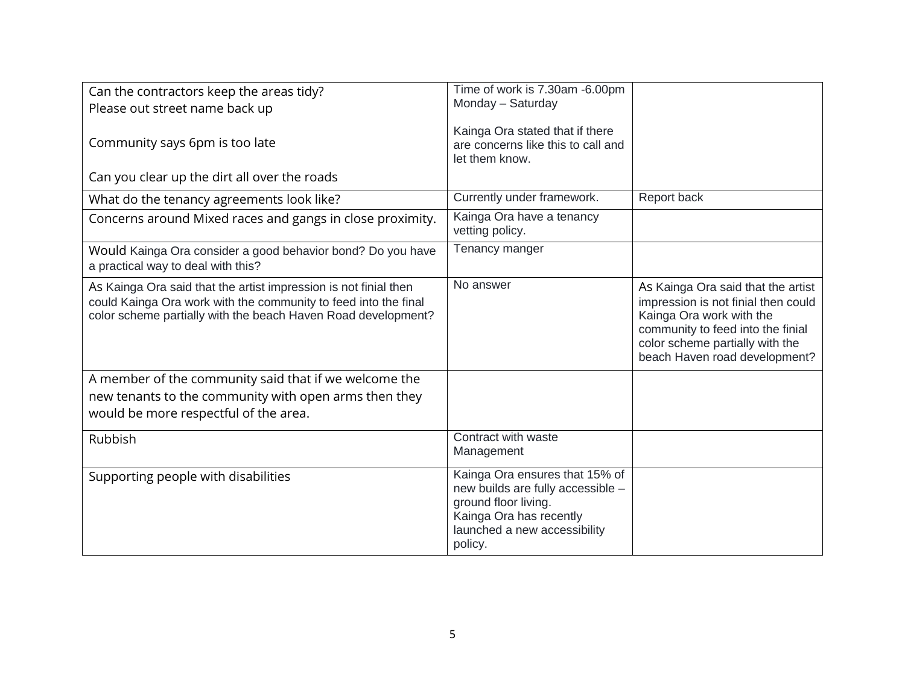| | | |
|---|---|---|
| Can the contractors keep the areas tidy?<br>Please out street name back up<br><br>Community says 6pm is too late<br><br>Can you clear up the dirt all over the roads | Time of work is 7.30am -6.00pm Monday – Saturday<br><br>Kainga Ora stated that if there are concerns like this to call and let them know. | |
| What do the tenancy agreements look like? | Currently under framework. | Report back |
| Concerns around Mixed races and gangs in close proximity. | Kainga Ora have a tenancy vetting policy. | |
| Would Kainga Ora consider a good behavior bond? Do you have a practical way to deal with this? | Tenancy manger | |
| As Kainga Ora said that the artist impression is not finial then could Kainga Ora work with the community to feed into the final color scheme partially with the beach Haven Road development? | No answer | As Kainga Ora said that the artist impression is not finial then could Kainga Ora work with the community to feed into the finial color scheme partially with the beach Haven road development? |
| A member of the community said that if we welcome the new tenants to the community with open arms then they would be more respectful of the area. | | |
| Rubbish | Contract with waste Management | |
| Supporting people with disabilities | Kainga Ora ensures that 15% of new builds are fully accessible – ground floor living.<br>Kainga Ora has recently launched a new accessibility policy. | |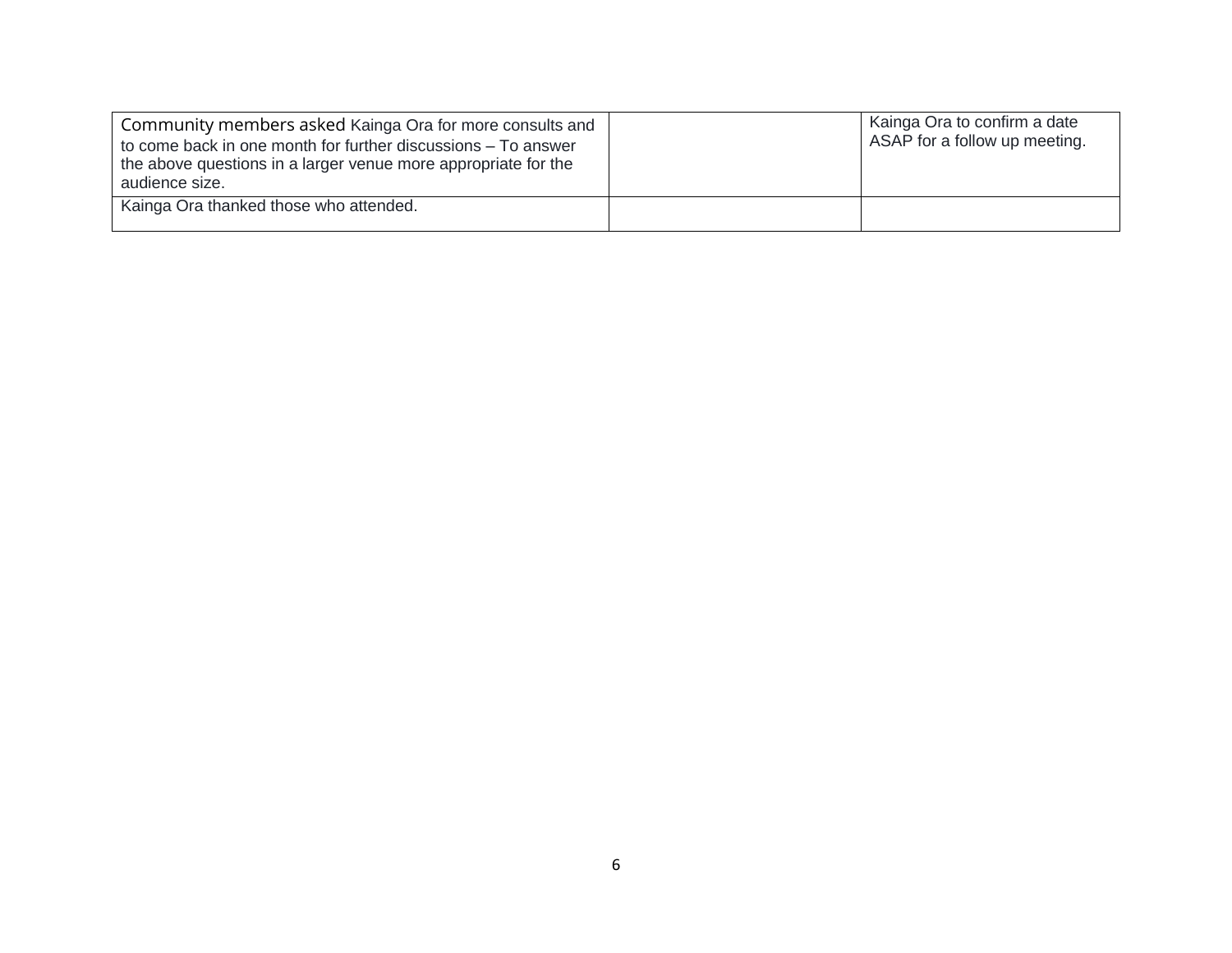| | | |
|---|---|---|
| Community members asked Kainga Ora for more consults and to come back in one month for further discussions – To answer the above questions in a larger venue more appropriate for the audience size. | | Kainga Ora to confirm a date ASAP for a follow up meeting. |
| Kainga Ora thanked those who attended. | | |